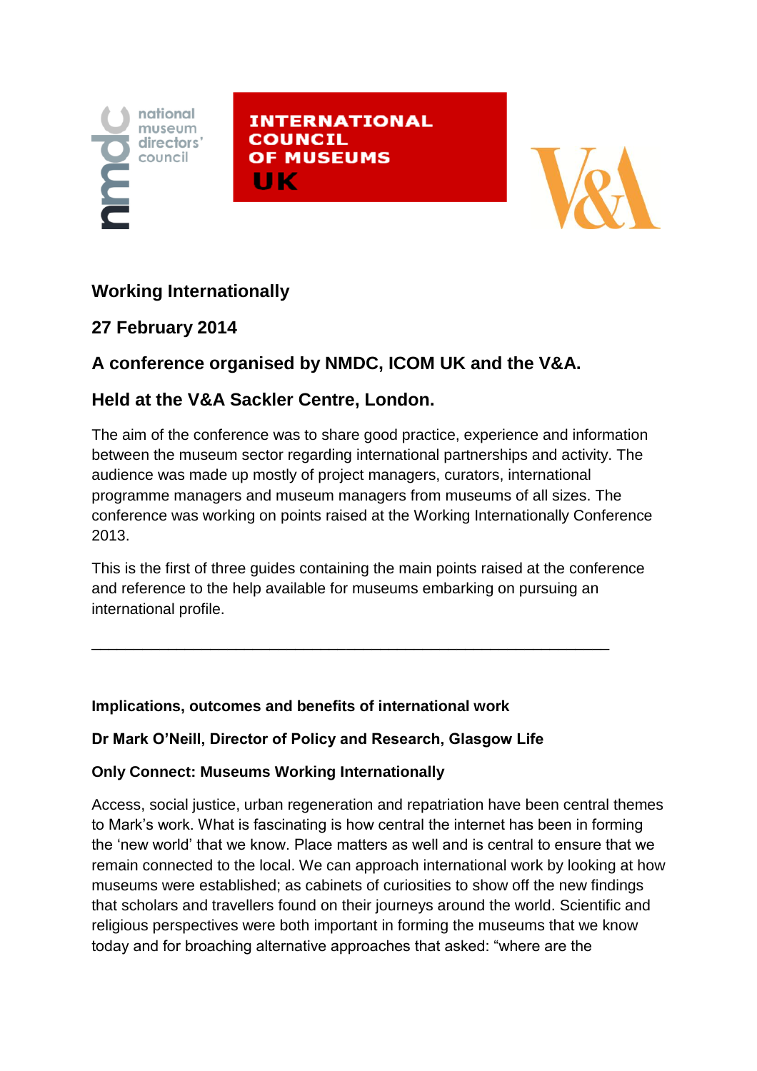# Working Internationally

## 27 February 2014

## A conference organised by NMDC, ICOM UK and the V&A.

## Held at the V&A Sackler Centre, London.

The aim of the conference was to share good practice, experience and information between the museum sector regarding international partnerships and activity. The audience was made up mostly of project managers, curators, international programme managers and museum managers from museums of all sizes. The conference was working on points raised at the Working Internationally Conference 2013.

This is the first of three guides containing the main points raised at the conference and reference to the help available for museums embarking on pursuing an international profile.

---

**Implications, outcomes and benefits of international work**

**Dr Mark O'Neill, Director of Policy and Research, Glasgow Life**

**Only Connect: Museums Working Internationally**

Access, social justice, urban regeneration and repatriation have been central themes to Mark's work. What is fascinating is how central the internet has been in forming the 'new world' that we know. Place matters as well and is central to ensure that we remain connected to the local. We can approach international work by looking at how museums were established; as cabinets of curiosities to show off the new findings that scholars and travellers found on their journeys around the world. Scientific and religious perspectives were both important in forming the museums that we know today and for broaching alternative approaches that asked: "where are the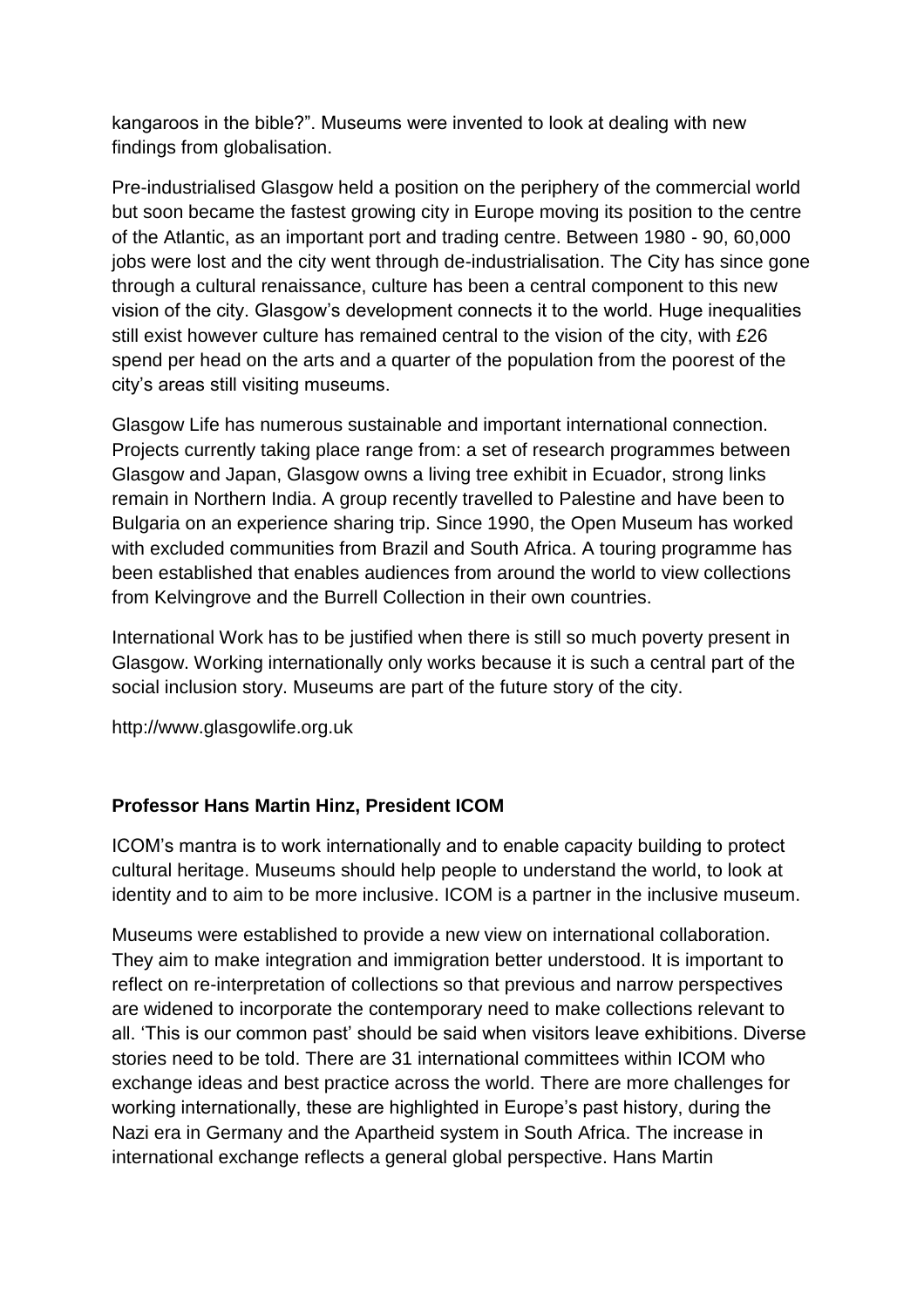kangaroos in the bible?". Museums were invented to look at dealing with new findings from globalisation.

Pre-industrialised Glasgow held a position on the periphery of the commercial world but soon became the fastest growing city in Europe moving its position to the centre of the Atlantic, as an important port and trading centre. Between 1980 - 90, 60,000 jobs were lost and the city went through de-industrialisation. The City has since gone through a cultural renaissance, culture has been a central component to this new vision of the city. Glasgow's development connects it to the world. Huge inequalities still exist however culture has remained central to the vision of the city, with £26 spend per head on the arts and a quarter of the population from the poorest of the city's areas still visiting museums.

Glasgow Life has numerous sustainable and important international connection. Projects currently taking place range from: a set of research programmes between Glasgow and Japan, Glasgow owns a living tree exhibit in Ecuador, strong links remain in Northern India. A group recently travelled to Palestine and have been to Bulgaria on an experience sharing trip. Since 1990, the Open Museum has worked with excluded communities from Brazil and South Africa. A touring programme has been established that enables audiences from around the world to view collections from Kelvingrove and the Burrell Collection in their own countries.

International Work has to be justified when there is still so much poverty present in Glasgow. Working internationally only works because it is such a central part of the social inclusion story. Museums are part of the future story of the city.

http://www.glasgowlife.org.uk

**Professor Hans Martin Hinz, President ICOM**

ICOM's mantra is to work internationally and to enable capacity building to protect cultural heritage. Museums should help people to understand the world, to look at identity and to aim to be more inclusive. ICOM is a partner in the inclusive museum.

Museums were established to provide a new view on international collaboration. They aim to make integration and immigration better understood. It is important to reflect on re-interpretation of collections so that previous and narrow perspectives are widened to incorporate the contemporary need to make collections relevant to all. 'This is our common past' should be said when visitors leave exhibitions. Diverse stories need to be told. There are 31 international committees within ICOM who exchange ideas and best practice across the world. There are more challenges for working internationally, these are highlighted in Europe's past history, during the Nazi era in Germany and the Apartheid system in South Africa. The increase in international exchange reflects a general global perspective. Hans Martin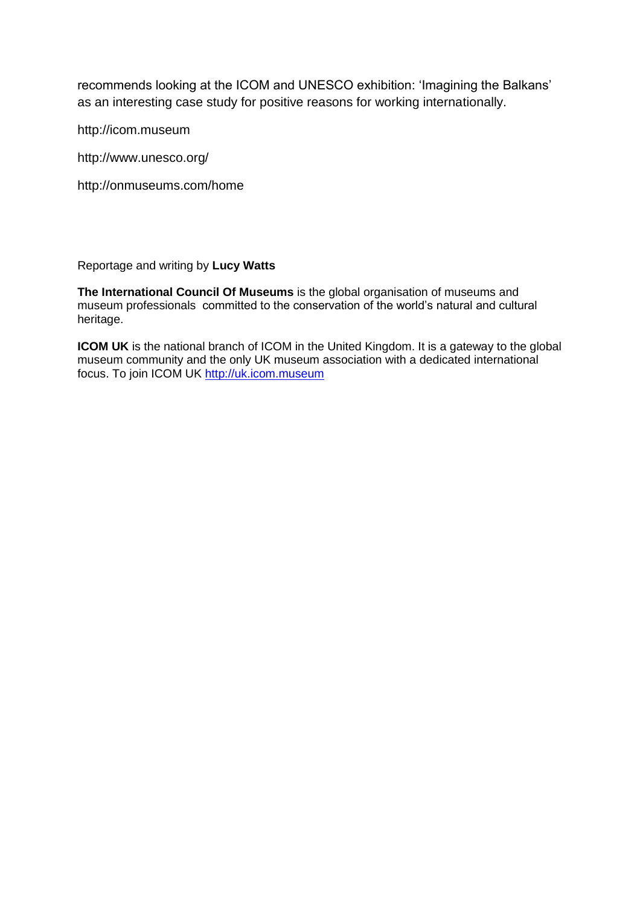recommends looking at the ICOM and UNESCO exhibition: 'Imagining the Balkans' as an interesting case study for positive reasons for working internationally.

http://icom.museum

http://www.unesco.org/

http://onmuseums.com/home

Reportage and writing by **Lucy Watts**

**The International Council Of Museums** is the global organisation of museums and museum professionals committed to the conservation of the world's natural and cultural heritage.

**ICOM UK** is the national branch of ICOM in the United Kingdom. It is a gateway to the global museum community and the only UK museum association with a dedicated international focus. To join ICOM UK [http://uk.icom.museum](http://uk.icom.museum)